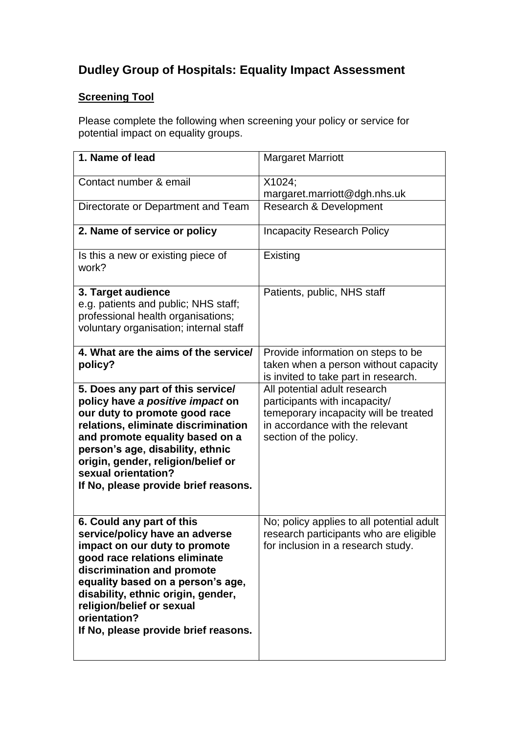# Dudley Group of Hospitals: Equality Impact Assessment

## <u>Screening Tool</u>

Please complete the following when screening your policy or service for potential impact on equality groups.

| | |
|---|---|
| **1. Name of lead** | Margaret Marriott |
| Contact number & email | X1024; margaret.marriott@dgh.nhs.uk |
| Directorate or Department and Team | Research & Development |
| **2. Name of service or policy** | Incapacity Research Policy |
| Is this a new or existing piece of work? | Existing |
| **3. Target audience** e.g. patients and public; NHS staff; professional health organisations; voluntary organisation; internal staff | Patients, public, NHS staff |
| **4. What are the aims of the service/ policy?** | Provide information on steps to be taken when a person without capacity is invited to take part in research. |
| **5. Does any part of this service/ policy have *a positive impact* on our duty to promote good race relations, eliminate discrimination and promote equality based on a person's age, disability, ethnic origin, gender, religion/belief or sexual orientation? If No, please provide brief reasons.** | All potential adult research participants with incapacity/ temeporary incapacity will be treated in accordance with the relevant section of the policy. |
| **6. Could any part of this service/policy have an adverse impact on our duty to promote good race relations eliminate discrimination and promote equality based on a person's age, disability, ethnic origin, gender, religion/belief or sexual orientation? If No, please provide brief reasons.** | No; policy applies to all potential adult research participants who are eligible for inclusion in a research study. |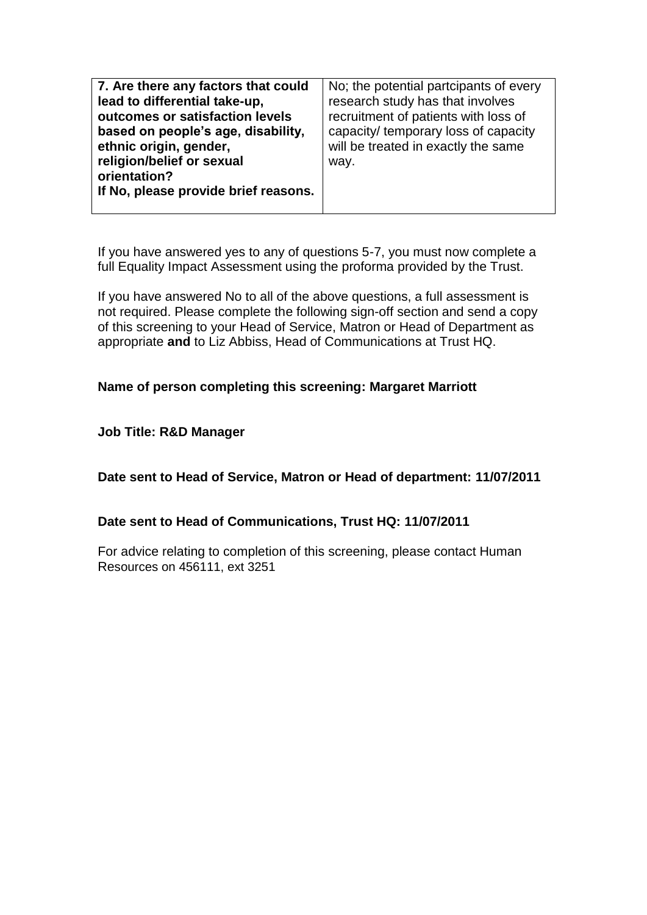| | |
|---|---|
| **7. Are there any factors that could lead to differential take-up, outcomes or satisfaction levels based on people's age, disability, ethnic origin, gender, religion/belief or sexual orientation?**<br>**If No, please provide brief reasons.** | No; the potential partcipants of every research study has that involves recruitment of patients with loss of capacity/ temporary loss of capacity will be treated in exactly the same way. |

If you have answered yes to any of questions 5-7, you must now complete a full Equality Impact Assessment using the proforma provided by the Trust.

If you have answered No to all of the above questions, a full assessment is not required. Please complete the following sign-off section and send a copy of this screening to your Head of Service, Matron or Head of Department as appropriate **and** to Liz Abbiss, Head of Communications at Trust HQ.

**Name of person completing this screening: Margaret Marriott**

**Job Title: R&D Manager**

**Date sent to Head of Service, Matron or Head of department: 11/07/2011**

**Date sent to Head of Communications, Trust HQ: 11/07/2011**

For advice relating to completion of this screening, please contact Human Resources on 456111, ext 3251